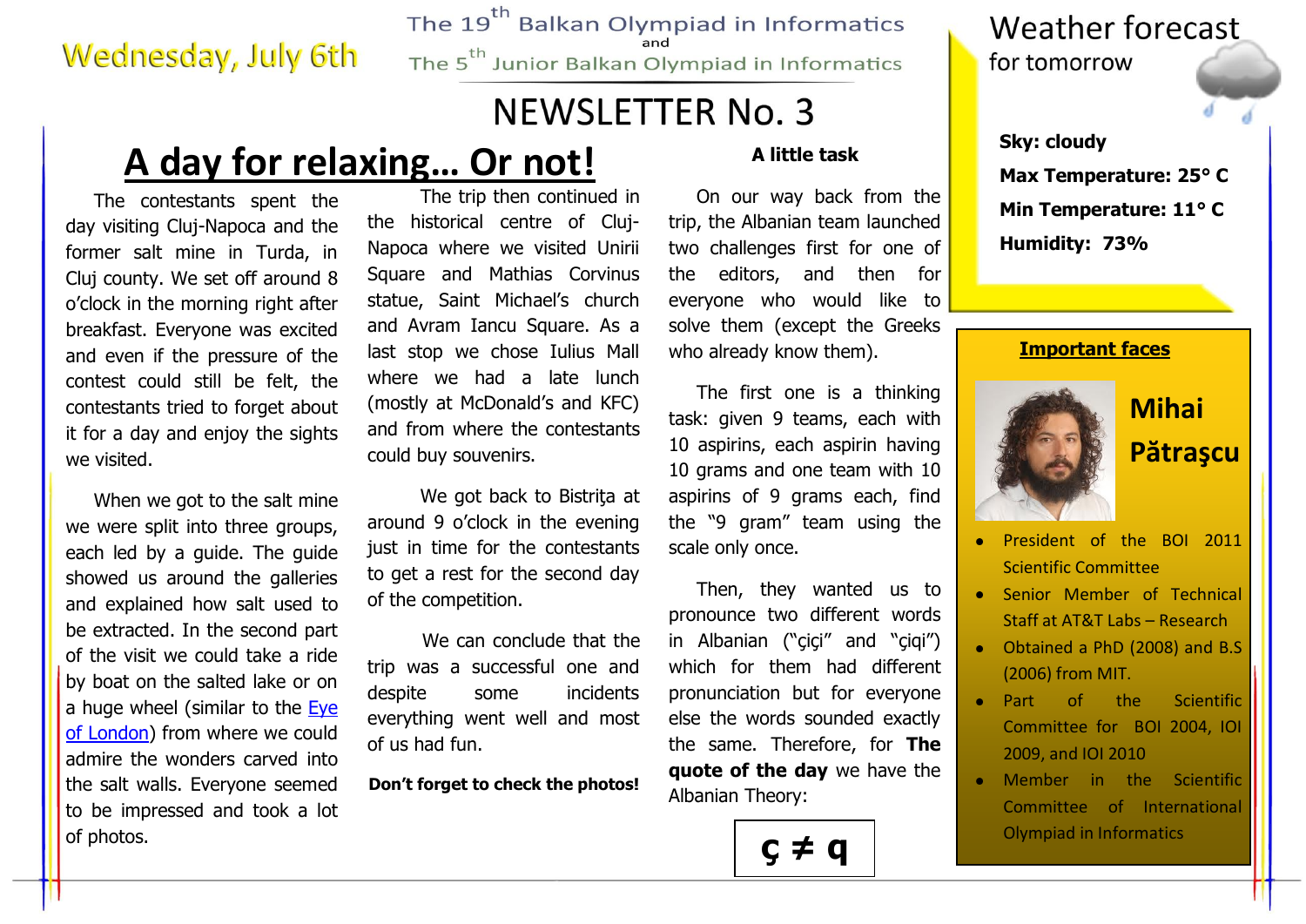Wednesday, July 6th

The 19th Balkan Olympiad in Informatics
and
The 5th Junior Balkan Olympiad in Informatics

# NEWSLETTER No. 3

## A day for relaxing... Or not!

The contestants spent the day visiting Cluj-Napoca and the former salt mine in Turda, in Cluj county. We set off around 8 o'clock in the morning right after breakfast. Everyone was excited and even if the pressure of the contest could still be felt, the contestants tried to forget about it for a day and enjoy the sights we visited.

When we got to the salt mine we were split into three groups, each led by a guide. The guide showed us around the galleries and explained how salt used to be extracted. In the second part of the visit we could take a ride by boat on the salted lake or on a huge wheel (similar to the Eye of London) from where we could admire the wonders carved into the salt walls. Everyone seemed to be impressed and took a lot of photos.

The trip then continued in the historical centre of Cluj-Napoca where we visited Unirii Square and Mathias Corvinus statue, Saint Michael's church and Avram Iancu Square. As a last stop we chose Iulius Mall where we had a late lunch (mostly at McDonald's and KFC) and from where the contestants could buy souvenirs.

We got back to Bistriţa at around 9 o'clock in the evening just in time for the contestants to get a rest for the second day of the competition.

We can conclude that the trip was a successful one and despite some incidents everything went well and most of us had fun.

**Don't forget to check the photos!**

### A little task

On our way back from the trip, the Albanian team launched two challenges first for one of the editors, and then for everyone who would like to solve them (except the Greeks who already know them).

The first one is a thinking task: given 9 teams, each with 10 aspirins, each aspirin having 10 grams and one team with 10 aspirins of 9 grams each, find the "9 gram" team using the scale only once.

Then, they wanted us to pronounce two different words in Albanian ("çiçi" and "çiqi") which for them had different pronunciation but for everyone else the words sounded exactly the same. Therefore, for **The quote of the day** we have the Albanian Theory:

**ç ≠ q**

### Weather forecast for tomorrow

**Sky: cloudy**
**Max Temperature: 25° C**
**Min Temperature: 11° C**
**Humidity: 73%**

### Important faces

**Mihai Pătraşcu**

- President of the BOI 2011 Scientific Committee
- Senior Member of Technical Staff at AT&T Labs – Research
- Obtained a PhD (2008) and B.S (2006) from MIT.
- Part of the Scientific Committee for BOI 2004, IOI 2009, and IOI 2010
- Member in the Scientific Committee of International Olympiad in Informatics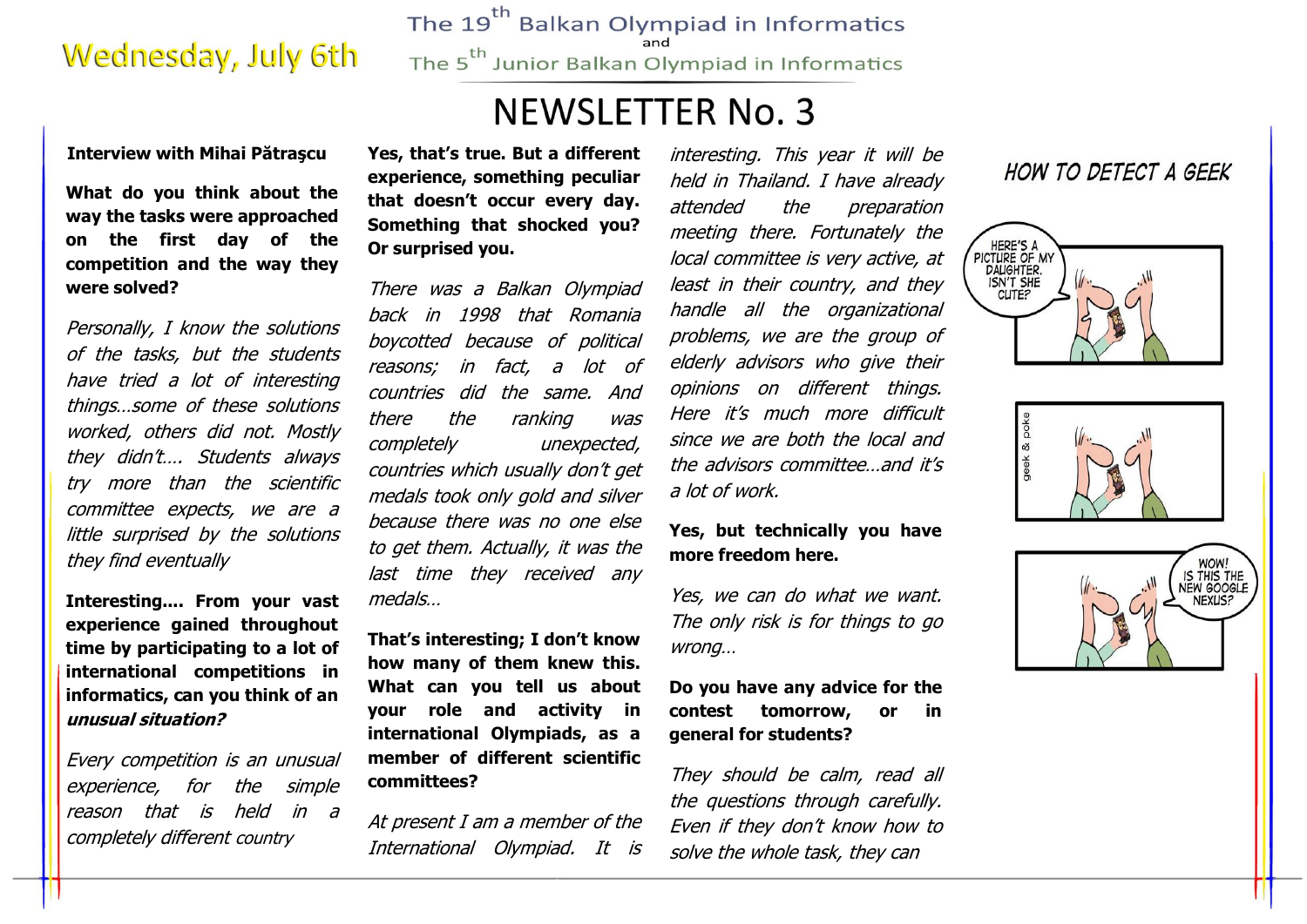# NEWSLETTER No. 3

Wednesday, July 6th

The 19th Balkan Olympiad in Informatics and The 5th Junior Balkan Olympiad in Informatics

**Interview with Mihai Pătraşcu**

**What do you think about the way the tasks were approached on the first day of the competition and the way they were solved?**

*Personally, I know the solutions of the tasks, but the students have tried a lot of interesting things…some of these solutions worked, others did not. Mostly they didn't…. Students always try more than the scientific committee expects, we are a little surprised by the solutions they find eventually*

**Interesting…. From your vast experience gained throughout time by participating to a lot of international competitions in informatics, can you think of an *unusual situation?***

*Every competition is an unusual experience, for the simple reason that is held in a completely different country*

**Yes, that's true. But a different experience, something peculiar that doesn't occur every day. Something that shocked you? Or surprised you.**

*There was a Balkan Olympiad back in 1998 that Romania boycotted because of political reasons; in fact, a lot of countries did the same. And there the ranking was completely unexpected, countries which usually don't get medals took only gold and silver because there was no one else to get them. Actually, it was the last time they received any medals…*

**That's interesting; I don't know how many of them knew this. What can you tell us about your role and activity in international Olympiads, as a member of different scientific committees?**

*At present I am a member of the International Olympiad. It is interesting. This year it will be held in Thailand. I have already attended the preparation meeting there. Fortunately the local committee is very active, at least in their country, and they handle all the organizational problems, we are the group of elderly advisors who give their opinions on different things. Here it's much more difficult since we are both the local and the advisors committee…and it's a lot of work.*

**Yes, but technically you have more freedom here.**

*Yes, we can do what we want. The only risk is for things to go wrong…*

**Do you have any advice for the contest tomorrow, or in general for students?**

*They should be calm, read all the questions through carefully. Even if they don't know how to solve the whole task, they can*

## HOW TO DETECT A GEEK

HERE'S A PICTURE OF MY DAUGHTER. ISN'T SHE CUTE?

geek & poke

WOW! IS THIS THE NEW GOOGLE NEXUS?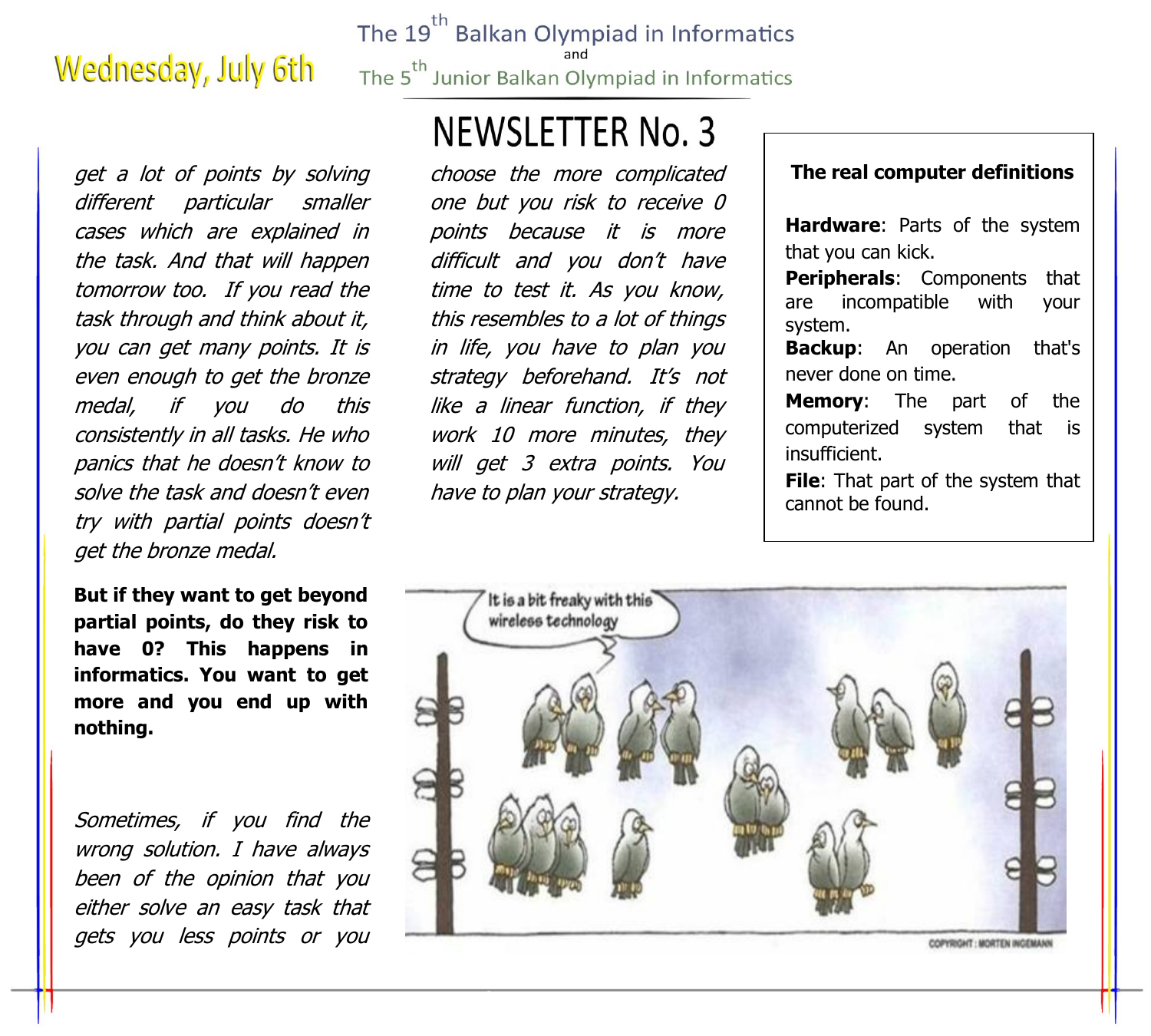# NEWSLETTER No. 3

*get a lot of points by solving different particular smaller cases which are explained in the task. And that will happen tomorrow too. If you read the task through and think about it, you can get many points. It is even enough to get the bronze medal, if you do this consistently in all tasks. He who panics that he doesn't know to solve the task and doesn't even try with partial points doesn't get the bronze medal.*

**But if they want to get beyond partial points, do they risk to have 0? This happens in informatics. You want to get more and you end up with nothing.**

*Sometimes, if you find the wrong solution. I have always been of the opinion that you either solve an easy task that gets you less points or you choose the more complicated one but you risk to receive 0 points because it is more difficult and you don't have time to test it. As you know, this resembles to a lot of things in life, you have to plan you strategy beforehand. It's not like a linear function, if they work 10 more minutes, they will get 3 extra points. You have to plan your strategy.*

**The real computer definitions**

**Hardware**: Parts of the system that you can kick.

**Peripherals**: Components that are incompatible with your system.

**Backup**: An operation that's never done on time.

**Memory**: The part of the computerized system that is insufficient.

**File**: That part of the system that cannot be found.